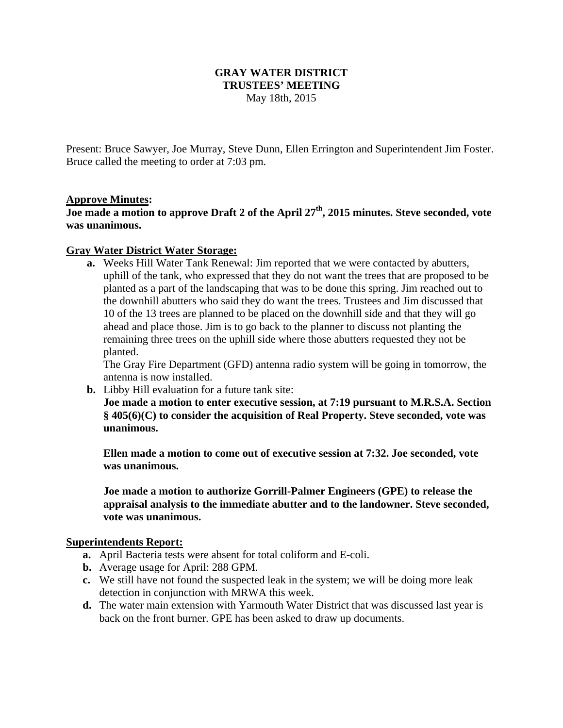# GRAY WATER DISTRICT
# TRUSTEES' MEETING
May 18th, 2015

Present: Bruce Sawyer, Joe Murray, Steve Dunn, Ellen Errington and Superintendent Jim Foster. Bruce called the meeting to order at 7:03 pm.

**Approve Minutes:**

**Joe made a motion to approve Draft 2 of the April 27th, 2015 minutes. Steve seconded, vote was unanimous.**

**Gray Water District Water Storage:**

**a.** Weeks Hill Water Tank Renewal: Jim reported that we were contacted by abutters, uphill of the tank, who expressed that they do not want the trees that are proposed to be planted as a part of the landscaping that was to be done this spring. Jim reached out to the downhill abutters who said they do want the trees. Trustees and Jim discussed that 10 of the 13 trees are planned to be placed on the downhill side and that they will go ahead and place those. Jim is to go back to the planner to discuss not planting the remaining three trees on the uphill side where those abutters requested they not be planted.

The Gray Fire Department (GFD) antenna radio system will be going in tomorrow, the antenna is now installed.

**b.** Libby Hill evaluation for a future tank site:

**Joe made a motion to enter executive session, at 7:19 pursuant to M.R.S.A. Section § 405(6)(C) to consider the acquisition of Real Property. Steve seconded, vote was unanimous.**

**Ellen made a motion to come out of executive session at 7:32. Joe seconded, vote was unanimous.**

**Joe made a motion to authorize Gorrill-Palmer Engineers (GPE) to release the appraisal analysis to the immediate abutter and to the landowner. Steve seconded, vote was unanimous.**

**Superintendents Report:**

**a.** April Bacteria tests were absent for total coliform and E-coli.

**b.** Average usage for April: 288 GPM.

**c.** We still have not found the suspected leak in the system; we will be doing more leak detection in conjunction with MRWA this week.

**d.** The water main extension with Yarmouth Water District that was discussed last year is back on the front burner. GPE has been asked to draw up documents.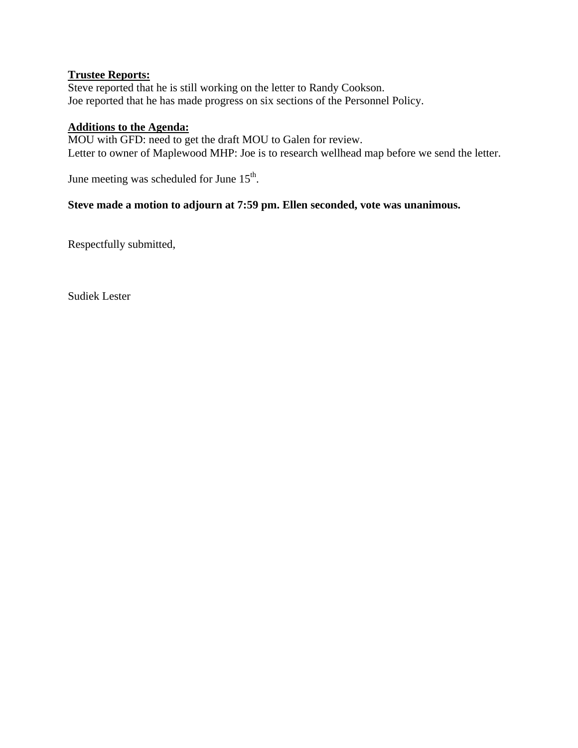**Trustee Reports:**
Steve reported that he is still working on the letter to Randy Cookson.
Joe reported that he has made progress on six sections of the Personnel Policy.

**Additions to the Agenda:**
MOU with GFD: need to get the draft MOU to Galen for review.
Letter to owner of Maplewood MHP: Joe is to research wellhead map before we send the letter.

June meeting was scheduled for June 15th.

**Steve made a motion to adjourn at 7:59 pm. Ellen seconded, vote was unanimous.**

Respectfully submitted,

Sudiek Lester